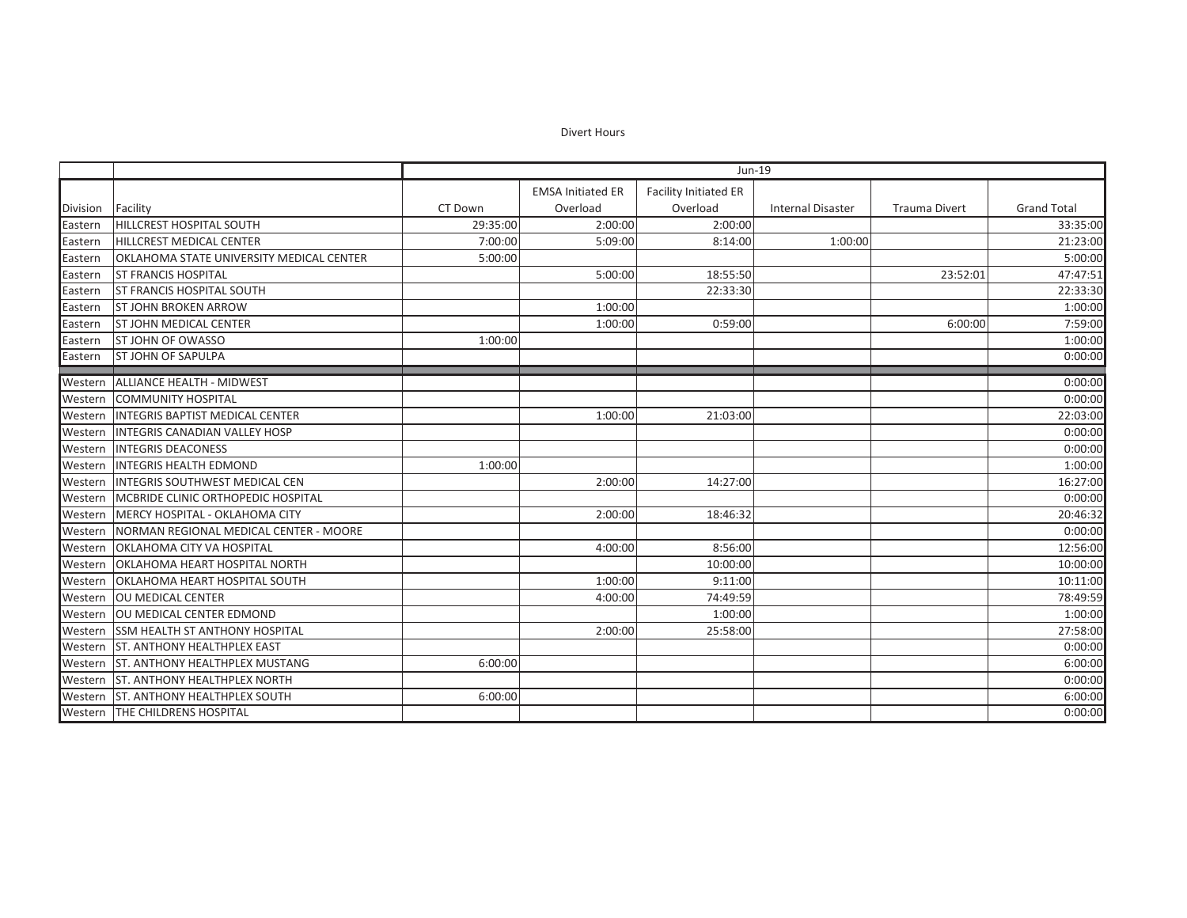Divert Hours

| | | Jun-19 | | | | | |
|---|---|---|---|---|---|---|---|
| Division | Facility | CT Down | EMSA Initiated ER Overload | Facility Initiated ER Overload | Internal Disaster | Trauma Divert | Grand Total |
| Eastern | HILLCREST HOSPITAL SOUTH | 29:35:00 | 2:00:00 | 2:00:00 | | | 33:35:00 |
| Eastern | HILLCREST MEDICAL CENTER | 7:00:00 | 5:09:00 | 8:14:00 | 1:00:00 | | 21:23:00 |
| Eastern | OKLAHOMA STATE UNIVERSITY MEDICAL CENTER | 5:00:00 | | | | | 5:00:00 |
| Eastern | ST FRANCIS HOSPITAL | | 5:00:00 | 18:55:50 | | 23:52:01 | 47:47:51 |
| Eastern | ST FRANCIS HOSPITAL SOUTH | | | 22:33:30 | | | 22:33:30 |
| Eastern | ST JOHN BROKEN ARROW | | 1:00:00 | | | | 1:00:00 |
| Eastern | ST JOHN MEDICAL CENTER | | 1:00:00 | 0:59:00 | | 6:00:00 | 7:59:00 |
| Eastern | ST JOHN OF OWASSO | 1:00:00 | | | | | 1:00:00 |
| Eastern | ST JOHN OF SAPULPA | | | | | | 0:00:00 |
| Western | ALLIANCE HEALTH - MIDWEST | | | | | | 0:00:00 |
| Western | COMMUNITY HOSPITAL | | | | | | 0:00:00 |
| Western | INTEGRIS BAPTIST MEDICAL CENTER | | 1:00:00 | 21:03:00 | | | 22:03:00 |
| Western | INTEGRIS CANADIAN VALLEY HOSP | | | | | | 0:00:00 |
| Western | INTEGRIS DEACONESS | | | | | | 0:00:00 |
| Western | INTEGRIS HEALTH EDMOND | 1:00:00 | | | | | 1:00:00 |
| Western | INTEGRIS SOUTHWEST MEDICAL CEN | | 2:00:00 | 14:27:00 | | | 16:27:00 |
| Western | MCBRIDE CLINIC ORTHOPEDIC HOSPITAL | | | | | | 0:00:00 |
| Western | MERCY HOSPITAL - OKLAHOMA CITY | | 2:00:00 | 18:46:32 | | | 20:46:32 |
| Western | NORMAN REGIONAL MEDICAL CENTER - MOORE | | | | | | 0:00:00 |
| Western | OKLAHOMA CITY VA HOSPITAL | | 4:00:00 | 8:56:00 | | | 12:56:00 |
| Western | OKLAHOMA HEART HOSPITAL NORTH | | | 10:00:00 | | | 10:00:00 |
| Western | OKLAHOMA HEART HOSPITAL SOUTH | | 1:00:00 | 9:11:00 | | | 10:11:00 |
| Western | OU MEDICAL CENTER | | 4:00:00 | 74:49:59 | | | 78:49:59 |
| Western | OU MEDICAL CENTER EDMOND | | | 1:00:00 | | | 1:00:00 |
| Western | SSM HEALTH ST ANTHONY HOSPITAL | | 2:00:00 | 25:58:00 | | | 27:58:00 |
| Western | ST. ANTHONY HEALTHPLEX EAST | | | | | | 0:00:00 |
| Western | ST. ANTHONY HEALTHPLEX MUSTANG | 6:00:00 | | | | | 6:00:00 |
| Western | ST. ANTHONY HEALTHPLEX NORTH | | | | | | 0:00:00 |
| Western | ST. ANTHONY HEALTHPLEX SOUTH | 6:00:00 | | | | | 6:00:00 |
| Western | THE CHILDRENS HOSPITAL | | | | | | 0:00:00 |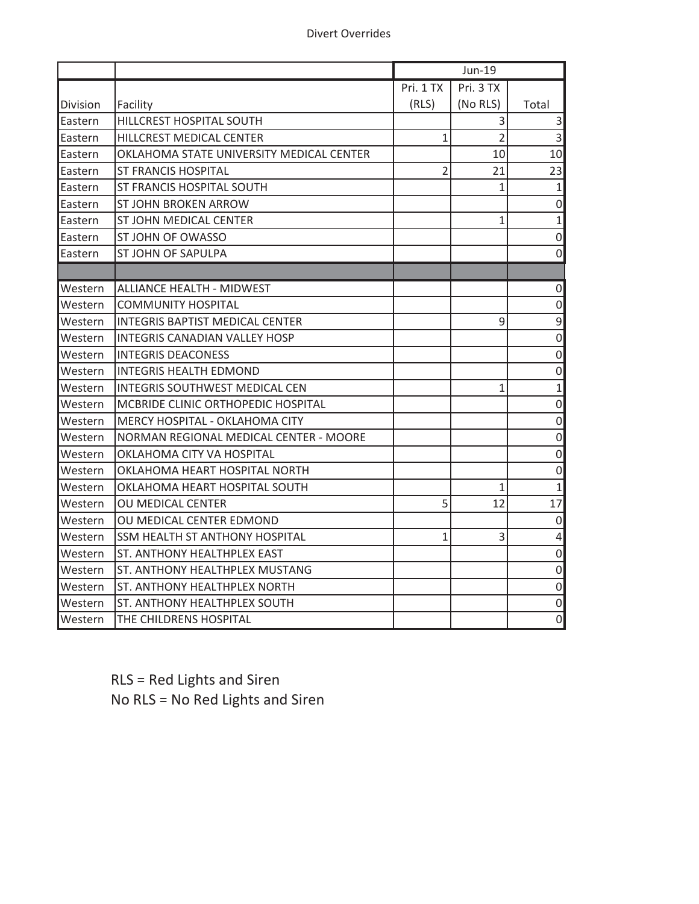# Divert Overrides

| | | Jun-19 | | |
|---|---|---|---|---|
| Division | Facility | Pri. 1 TX (RLS) | Pri. 3 TX (No RLS) | Total |
| Eastern | HILLCREST HOSPITAL SOUTH | | 3 | 3 |
| Eastern | HILLCREST MEDICAL CENTER | 1 | 2 | 3 |
| Eastern | OKLAHOMA STATE UNIVERSITY MEDICAL CENTER | | 10 | 10 |
| Eastern | ST FRANCIS HOSPITAL | 2 | 21 | 23 |
| Eastern | ST FRANCIS HOSPITAL SOUTH | | 1 | 1 |
| Eastern | ST JOHN BROKEN ARROW | | | 0 |
| Eastern | ST JOHN MEDICAL CENTER | | 1 | 1 |
| Eastern | ST JOHN OF OWASSO | | | 0 |
| Eastern | ST JOHN OF SAPULPA | | | 0 |
| | | | | |
| Western | ALLIANCE HEALTH - MIDWEST | | | 0 |
| Western | COMMUNITY HOSPITAL | | | 0 |
| Western | INTEGRIS BAPTIST MEDICAL CENTER | | 9 | 9 |
| Western | INTEGRIS CANADIAN VALLEY HOSP | | | 0 |
| Western | INTEGRIS DEACONESS | | | 0 |
| Western | INTEGRIS HEALTH EDMOND | | | 0 |
| Western | INTEGRIS SOUTHWEST MEDICAL CEN | | 1 | 1 |
| Western | MCBRIDE CLINIC ORTHOPEDIC HOSPITAL | | | 0 |
| Western | MERCY HOSPITAL - OKLAHOMA CITY | | | 0 |
| Western | NORMAN REGIONAL MEDICAL CENTER - MOORE | | | 0 |
| Western | OKLAHOMA CITY VA HOSPITAL | | | 0 |
| Western | OKLAHOMA HEART HOSPITAL NORTH | | | 0 |
| Western | OKLAHOMA HEART HOSPITAL SOUTH | | 1 | 1 |
| Western | OU MEDICAL CENTER | 5 | 12 | 17 |
| Western | OU MEDICAL CENTER EDMOND | | | 0 |
| Western | SSM HEALTH ST ANTHONY HOSPITAL | 1 | 3 | 4 |
| Western | ST. ANTHONY HEALTHPLEX EAST | | | 0 |
| Western | ST. ANTHONY HEALTHPLEX MUSTANG | | | 0 |
| Western | ST. ANTHONY HEALTHPLEX NORTH | | | 0 |
| Western | ST. ANTHONY HEALTHPLEX SOUTH | | | 0 |
| Western | THE CHILDRENS HOSPITAL | | | 0 |

RLS = Red Lights and Siren

No RLS = No Red Lights and Siren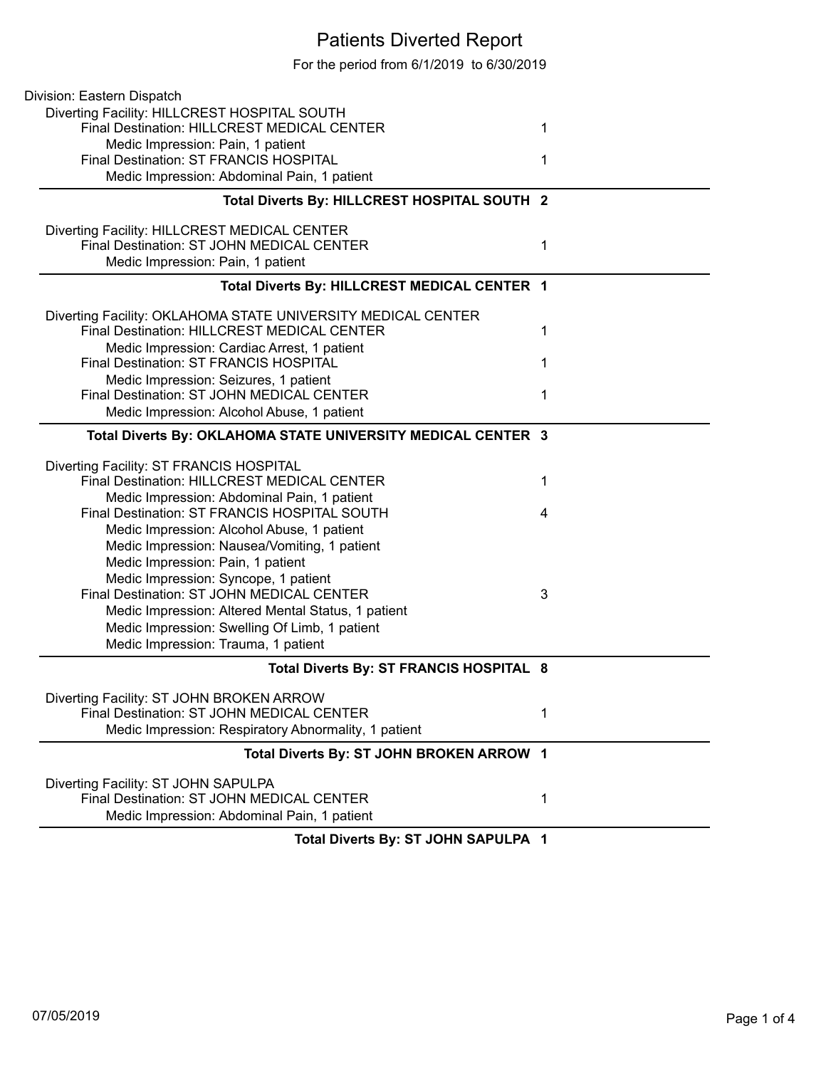# Patients Diverted Report

For the period from 6/1/2019 to 6/30/2019

Division: Eastern Dispatch

Diverting Facility: HILLCREST HOSPITAL SOUTH

| | |
|---|---|
| Final Destination: HILLCREST MEDICAL CENTER | 1 |
| Medic Impression: Pain, 1 patient | |
| Final Destination: ST FRANCIS HOSPITAL | 1 |
| Medic Impression: Abdominal Pain, 1 patient | |
| **Total Diverts By: HILLCREST HOSPITAL SOUTH** | **2** |

Diverting Facility: HILLCREST MEDICAL CENTER

| | |
|---|---|
| Final Destination: ST JOHN MEDICAL CENTER | 1 |
| Medic Impression: Pain, 1 patient | |
| **Total Diverts By: HILLCREST MEDICAL CENTER** | **1** |

Diverting Facility: OKLAHOMA STATE UNIVERSITY MEDICAL CENTER

| | |
|---|---|
| Final Destination: HILLCREST MEDICAL CENTER | 1 |
| Medic Impression: Cardiac Arrest, 1 patient | |
| Final Destination: ST FRANCIS HOSPITAL | 1 |
| Medic Impression: Seizures, 1 patient | |
| Final Destination: ST JOHN MEDICAL CENTER | 1 |
| Medic Impression: Alcohol Abuse, 1 patient | |
| **Total Diverts By: OKLAHOMA STATE UNIVERSITY MEDICAL CENTER** | **3** |

Diverting Facility: ST FRANCIS HOSPITAL

| | |
|---|---|
| Final Destination: HILLCREST MEDICAL CENTER | 1 |
| Medic Impression: Abdominal Pain, 1 patient | |
| Final Destination: ST FRANCIS HOSPITAL SOUTH | 4 |
| Medic Impression: Alcohol Abuse, 1 patient | |
| Medic Impression: Nausea/Vomiting, 1 patient | |
| Medic Impression: Pain, 1 patient | |
| Medic Impression: Syncope, 1 patient | |
| Final Destination: ST JOHN MEDICAL CENTER | 3 |
| Medic Impression: Altered Mental Status, 1 patient | |
| Medic Impression: Swelling Of Limb, 1 patient | |
| Medic Impression: Trauma, 1 patient | |
| **Total Diverts By: ST FRANCIS HOSPITAL** | **8** |

Diverting Facility: ST JOHN BROKEN ARROW

| | |
|---|---|
| Final Destination: ST JOHN MEDICAL CENTER | 1 |
| Medic Impression: Respiratory Abnormality, 1 patient | |
| **Total Diverts By: ST JOHN BROKEN ARROW** | **1** |

Diverting Facility: ST JOHN SAPULPA

| | |
|---|---|
| Final Destination: ST JOHN MEDICAL CENTER | 1 |
| Medic Impression: Abdominal Pain, 1 patient | |
| **Total Diverts By: ST JOHN SAPULPA** | **1** |

07/05/2019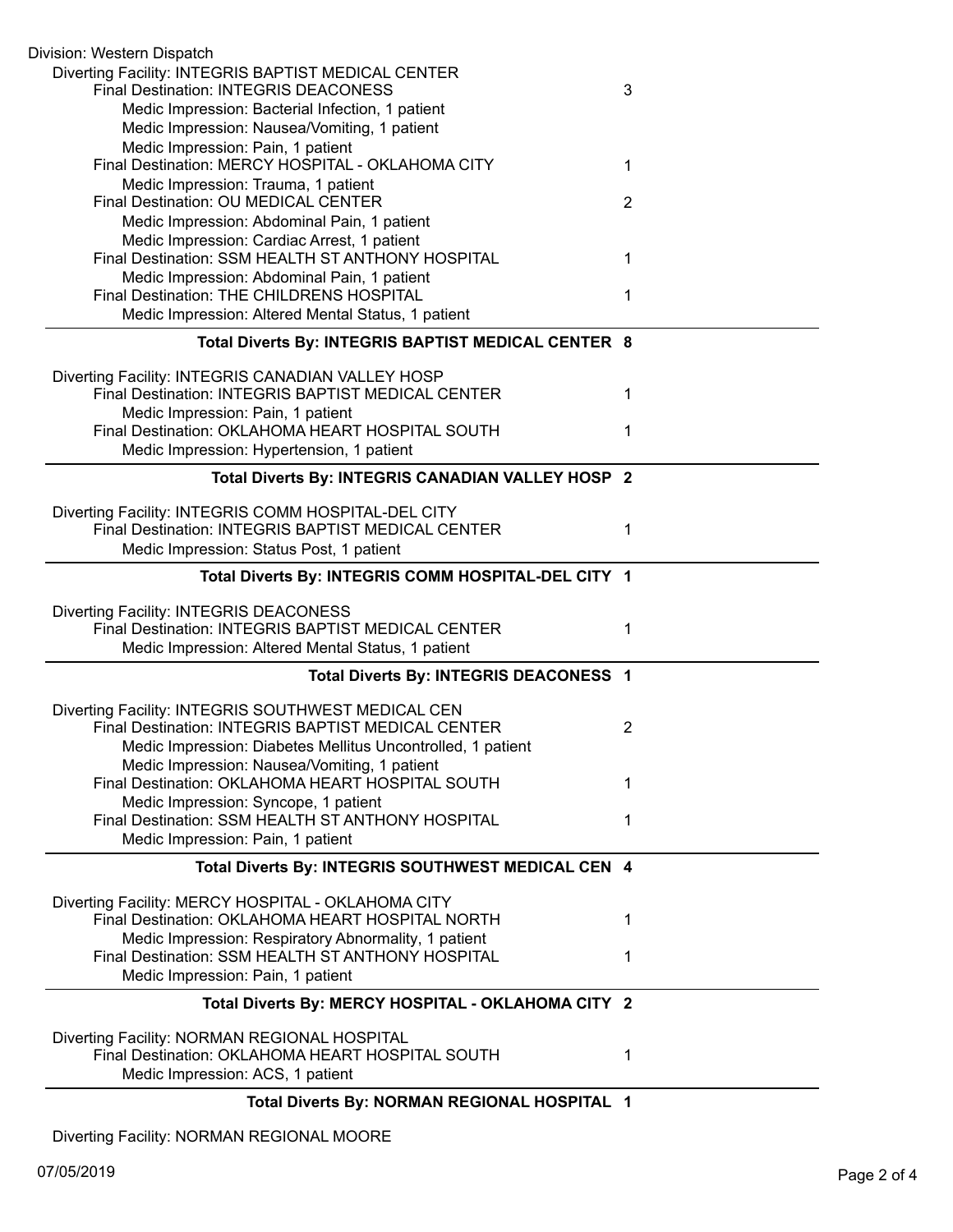Division: Western Dispatch

Diverting Facility: INTEGRIS BAPTIST MEDICAL CENTER

| | |
|---|---|
| Final Destination: INTEGRIS DEACONESS | 3 |
| Medic Impression: Bacterial Infection, 1 patient | |
| Medic Impression: Nausea/Vomiting, 1 patient | |
| Medic Impression: Pain, 1 patient | |
| Final Destination: MERCY HOSPITAL - OKLAHOMA CITY | 1 |
| Medic Impression: Trauma, 1 patient | |
| Final Destination: OU MEDICAL CENTER | 2 |
| Medic Impression: Abdominal Pain, 1 patient | |
| Medic Impression: Cardiac Arrest, 1 patient | |
| Final Destination: SSM HEALTH ST ANTHONY HOSPITAL | 1 |
| Medic Impression: Abdominal Pain, 1 patient | |
| Final Destination: THE CHILDRENS HOSPITAL | 1 |
| Medic Impression: Altered Mental Status, 1 patient | |

**Total Diverts By: INTEGRIS BAPTIST MEDICAL CENTER 8**

Diverting Facility: INTEGRIS CANADIAN VALLEY HOSP

| | |
|---|---|
| Final Destination: INTEGRIS BAPTIST MEDICAL CENTER | 1 |
| Medic Impression: Pain, 1 patient | |
| Final Destination: OKLAHOMA HEART HOSPITAL SOUTH | 1 |
| Medic Impression: Hypertension, 1 patient | |

**Total Diverts By: INTEGRIS CANADIAN VALLEY HOSP 2**

Diverting Facility: INTEGRIS COMM HOSPITAL-DEL CITY

| | |
|---|---|
| Final Destination: INTEGRIS BAPTIST MEDICAL CENTER | 1 |
| Medic Impression: Status Post, 1 patient | |

**Total Diverts By: INTEGRIS COMM HOSPITAL-DEL CITY 1**

Diverting Facility: INTEGRIS DEACONESS

| | |
|---|---|
| Final Destination: INTEGRIS BAPTIST MEDICAL CENTER | 1 |
| Medic Impression: Altered Mental Status, 1 patient | |

**Total Diverts By: INTEGRIS DEACONESS 1**

Diverting Facility: INTEGRIS SOUTHWEST MEDICAL CEN

| | |
|---|---|
| Final Destination: INTEGRIS BAPTIST MEDICAL CENTER | 2 |
| Medic Impression: Diabetes Mellitus Uncontrolled, 1 patient | |
| Medic Impression: Nausea/Vomiting, 1 patient | |
| Final Destination: OKLAHOMA HEART HOSPITAL SOUTH | 1 |
| Medic Impression: Syncope, 1 patient | |
| Final Destination: SSM HEALTH ST ANTHONY HOSPITAL | 1 |
| Medic Impression: Pain, 1 patient | |

**Total Diverts By: INTEGRIS SOUTHWEST MEDICAL CEN 4**

Diverting Facility: MERCY HOSPITAL - OKLAHOMA CITY

| | |
|---|---|
| Final Destination: OKLAHOMA HEART HOSPITAL NORTH | 1 |
| Medic Impression: Respiratory Abnormality, 1 patient | |
| Final Destination: SSM HEALTH ST ANTHONY HOSPITAL | 1 |
| Medic Impression: Pain, 1 patient | |

**Total Diverts By: MERCY HOSPITAL - OKLAHOMA CITY 2**

Diverting Facility: NORMAN REGIONAL HOSPITAL

| | |
|---|---|
| Final Destination: OKLAHOMA HEART HOSPITAL SOUTH | 1 |
| Medic Impression: ACS, 1 patient | |

**Total Diverts By: NORMAN REGIONAL HOSPITAL 1**

Diverting Facility: NORMAN REGIONAL MOORE

07/05/2019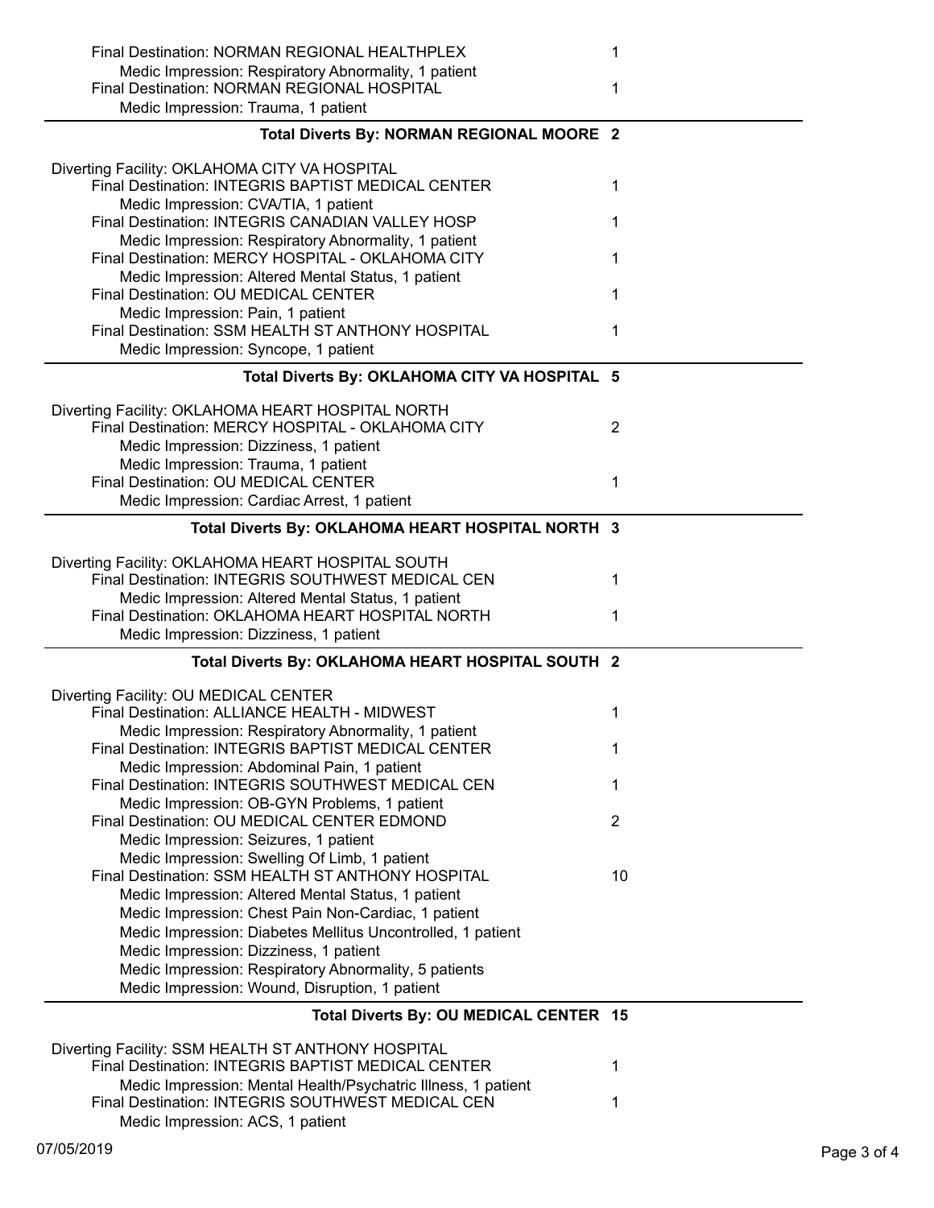| | |
|---|---|
| Final Destination: NORMAN REGIONAL HEALTHPLEX | 1 |
| Medic Impression: Respiratory Abnormality, 1 patient | |
| Final Destination: NORMAN REGIONAL HOSPITAL | 1 |
| Medic Impression: Trauma, 1 patient | |
| **Total Diverts By: NORMAN REGIONAL MOORE** | **2** |

| | |
|---|---|
| Diverting Facility: OKLAHOMA CITY VA HOSPITAL | |
| Final Destination: INTEGRIS BAPTIST MEDICAL CENTER | 1 |
| Medic Impression: CVA/TIA, 1 patient | |
| Final Destination: INTEGRIS CANADIAN VALLEY HOSP | 1 |
| Medic Impression: Respiratory Abnormality, 1 patient | |
| Final Destination: MERCY HOSPITAL - OKLAHOMA CITY | 1 |
| Medic Impression: Altered Mental Status, 1 patient | |
| Final Destination: OU MEDICAL CENTER | 1 |
| Medic Impression: Pain, 1 patient | |
| Final Destination: SSM HEALTH ST ANTHONY HOSPITAL | 1 |
| Medic Impression: Syncope, 1 patient | |
| **Total Diverts By: OKLAHOMA CITY VA HOSPITAL** | **5** |

| | |
|---|---|
| Diverting Facility: OKLAHOMA HEART HOSPITAL NORTH | |
| Final Destination: MERCY HOSPITAL - OKLAHOMA CITY | 2 |
| Medic Impression: Dizziness, 1 patient | |
| Medic Impression: Trauma, 1 patient | |
| Final Destination: OU MEDICAL CENTER | 1 |
| Medic Impression: Cardiac Arrest, 1 patient | |
| **Total Diverts By: OKLAHOMA HEART HOSPITAL NORTH** | **3** |

| | |
|---|---|
| Diverting Facility: OKLAHOMA HEART HOSPITAL SOUTH | |
| Final Destination: INTEGRIS SOUTHWEST MEDICAL CEN | 1 |
| Medic Impression: Altered Mental Status, 1 patient | |
| Final Destination: OKLAHOMA HEART HOSPITAL NORTH | 1 |
| Medic Impression: Dizziness, 1 patient | |
| **Total Diverts By: OKLAHOMA HEART HOSPITAL SOUTH** | **2** |

| | |
|---|---|
| Diverting Facility: OU MEDICAL CENTER | |
| Final Destination: ALLIANCE HEALTH - MIDWEST | 1 |
| Medic Impression: Respiratory Abnormality, 1 patient | |
| Final Destination: INTEGRIS BAPTIST MEDICAL CENTER | 1 |
| Medic Impression: Abdominal Pain, 1 patient | |
| Final Destination: INTEGRIS SOUTHWEST MEDICAL CEN | 1 |
| Medic Impression: OB-GYN Problems, 1 patient | |
| Final Destination: OU MEDICAL CENTER EDMOND | 2 |
| Medic Impression: Seizures, 1 patient | |
| Medic Impression: Swelling Of Limb, 1 patient | |
| Final Destination: SSM HEALTH ST ANTHONY HOSPITAL | 10 |
| Medic Impression: Altered Mental Status, 1 patient | |
| Medic Impression: Chest Pain Non-Cardiac, 1 patient | |
| Medic Impression: Diabetes Mellitus Uncontrolled, 1 patient | |
| Medic Impression: Dizziness, 1 patient | |
| Medic Impression: Respiratory Abnormality, 5 patients | |
| Medic Impression: Wound, Disruption, 1 patient | |
| **Total Diverts By: OU MEDICAL CENTER** | **15** |

| | |
|---|---|
| Diverting Facility: SSM HEALTH ST ANTHONY HOSPITAL | |
| Final Destination: INTEGRIS BAPTIST MEDICAL CENTER | 1 |
| Medic Impression: Mental Health/Psychatric Illness, 1 patient | |
| Final Destination: INTEGRIS SOUTHWEST MEDICAL CEN | 1 |
| Medic Impression: ACS, 1 patient | |

07/05/2019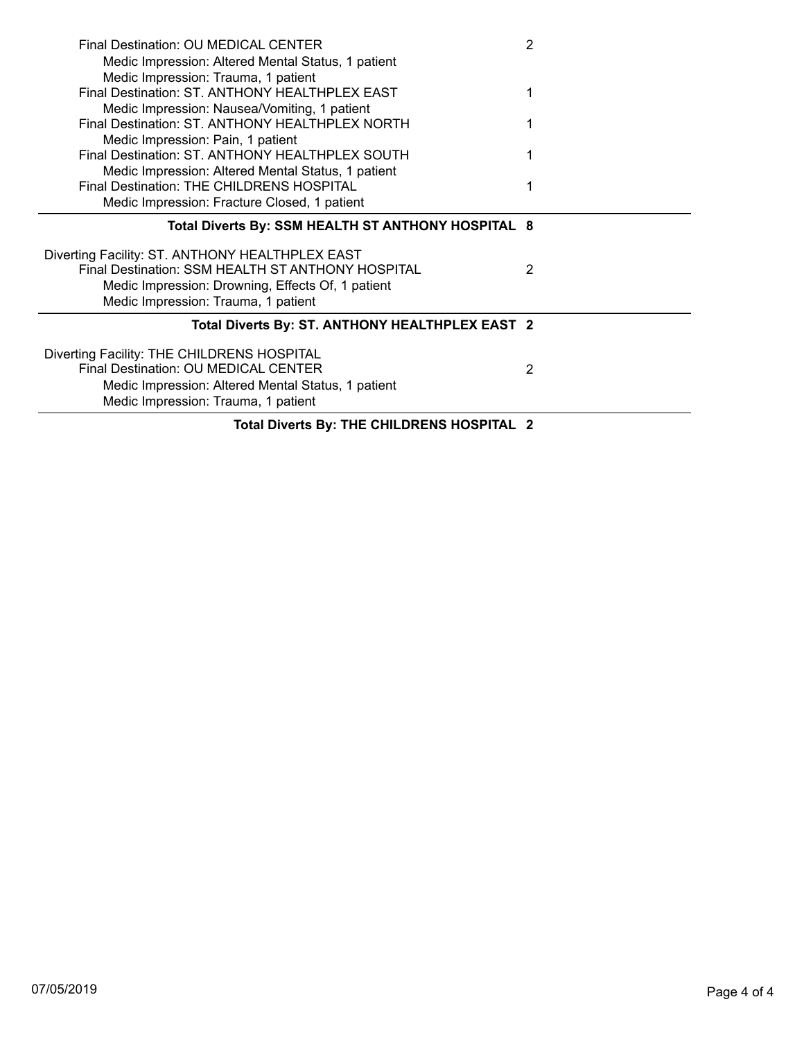Final Destination: OU MEDICAL CENTER 2
Medic Impression: Altered Mental Status, 1 patient
Medic Impression: Trauma, 1 patient
Final Destination: ST. ANTHONY HEALTHPLEX EAST 1
Medic Impression: Nausea/Vomiting, 1 patient
Final Destination: ST. ANTHONY HEALTHPLEX NORTH 1
Medic Impression: Pain, 1 patient
Final Destination: ST. ANTHONY HEALTHPLEX SOUTH 1
Medic Impression: Altered Mental Status, 1 patient
Final Destination: THE CHILDRENS HOSPITAL 1
Medic Impression: Fracture Closed, 1 patient

**Total Diverts By: SSM HEALTH ST ANTHONY HOSPITAL 8**

Diverting Facility: ST. ANTHONY HEALTHPLEX EAST
Final Destination: SSM HEALTH ST ANTHONY HOSPITAL 2
Medic Impression: Drowning, Effects Of, 1 patient
Medic Impression: Trauma, 1 patient

**Total Diverts By: ST. ANTHONY HEALTHPLEX EAST 2**

Diverting Facility: THE CHILDRENS HOSPITAL
Final Destination: OU MEDICAL CENTER 2
Medic Impression: Altered Mental Status, 1 patient
Medic Impression: Trauma, 1 patient

**Total Diverts By: THE CHILDRENS HOSPITAL 2**

07/05/2019